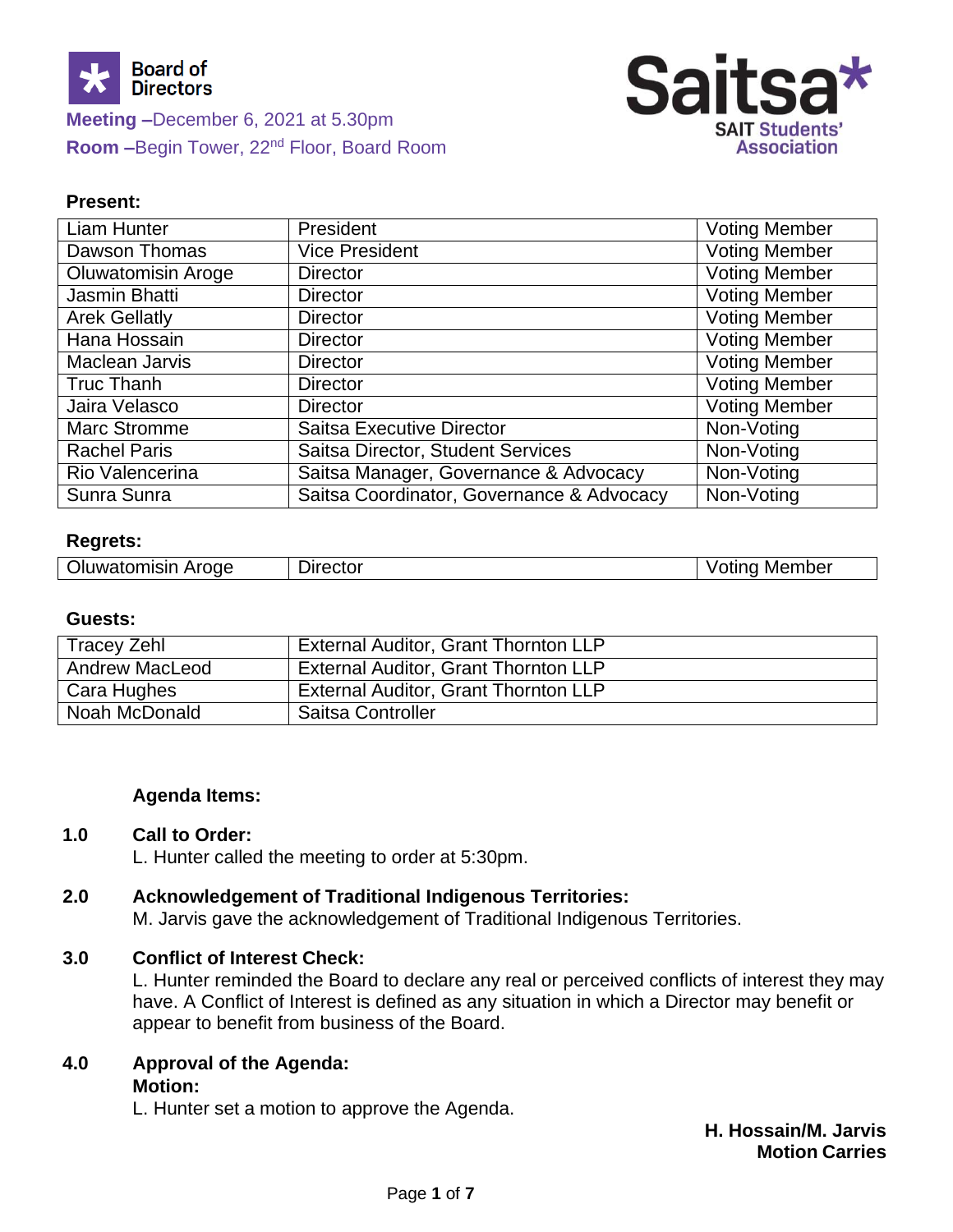**Board of Directors**

**Saitsa* SAIT Students' Association**

**Meeting –** December 6, 2021 at 5.30pm
**Room –** Begin Tower, 22nd Floor, Board Room

**Present:**

| Name | Title | Status |
|---|---|---|
| Liam Hunter | President | Voting Member |
| Dawson Thomas | Vice President | Voting Member |
| Oluwatomisin Aroge | Director | Voting Member |
| Jasmin Bhatti | Director | Voting Member |
| Arek Gellatly | Director | Voting Member |
| Hana Hossain | Director | Voting Member |
| Maclean Jarvis | Director | Voting Member |
| Truc Thanh | Director | Voting Member |
| Jaira Velasco | Director | Voting Member |
| Marc Stromme | Saitsa Executive Director | Non-Voting |
| Rachel Paris | Saitsa Director, Student Services | Non-Voting |
| Rio Valencerina | Saitsa Manager, Governance & Advocacy | Non-Voting |
| Sunra Sunra | Saitsa Coordinator, Governance & Advocacy | Non-Voting |

**Regrets:**

| Name | Title | Status |
|---|---|---|
| Oluwatomisin Aroge | Director | Voting Member |

**Guests:**

| Name | Title |
|---|---|
| Tracey Zehl | External Auditor, Grant Thornton LLP |
| Andrew MacLeod | External Auditor, Grant Thornton LLP |
| Cara Hughes | External Auditor, Grant Thornton LLP |
| Noah McDonald | Saitsa Controller |

**Agenda Items:**

**1.0 Call to Order:**
L. Hunter called the meeting to order at 5:30pm.

**2.0 Acknowledgement of Traditional Indigenous Territories:**
M. Jarvis gave the acknowledgement of Traditional Indigenous Territories.

**3.0 Conflict of Interest Check:**
L. Hunter reminded the Board to declare any real or perceived conflicts of interest they may have. A Conflict of Interest is defined as any situation in which a Director may benefit or appear to benefit from business of the Board.

**4.0 Approval of the Agenda:**
**Motion:**
L. Hunter set a motion to approve the Agenda.

**H. Hossain/M. Jarvis**
**Motion Carries**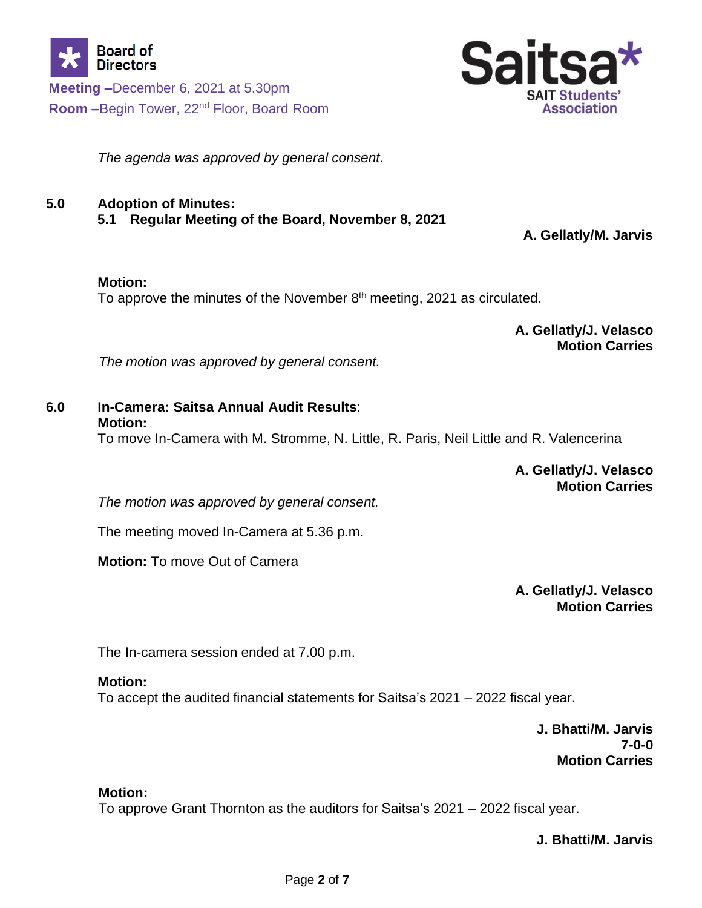*The agenda was approved by general consent*.

## 5.0 Adoption of Minutes:

### 5.1 Regular Meeting of the Board, November 8, 2021

**A. Gellatly/M. Jarvis**

**Motion:**
To approve the minutes of the November 8th meeting, 2021 as circulated.

**A. Gellatly/J. Velasco**
**Motion Carries**

*The motion was approved by general consent.*

## 6.0 In-Camera: Saitsa Annual Audit Results:

**Motion:**
To move In-Camera with M. Stromme, N. Little, R. Paris, Neil Little and R. Valencerina

**A. Gellatly/J. Velasco**
**Motion Carries**

*The motion was approved by general consent.*

The meeting moved In-Camera at 5.36 p.m.

**Motion:** To move Out of Camera

**A. Gellatly/J. Velasco**
**Motion Carries**

The In-camera session ended at 7.00 p.m.

**Motion:**
To accept the audited financial statements for Saitsa's 2021 – 2022 fiscal year.

**J. Bhatti/M. Jarvis**
**7-0-0**
**Motion Carries**

**Motion:**
To approve Grant Thornton as the auditors for Saitsa's 2021 – 2022 fiscal year.

**J. Bhatti/M. Jarvis**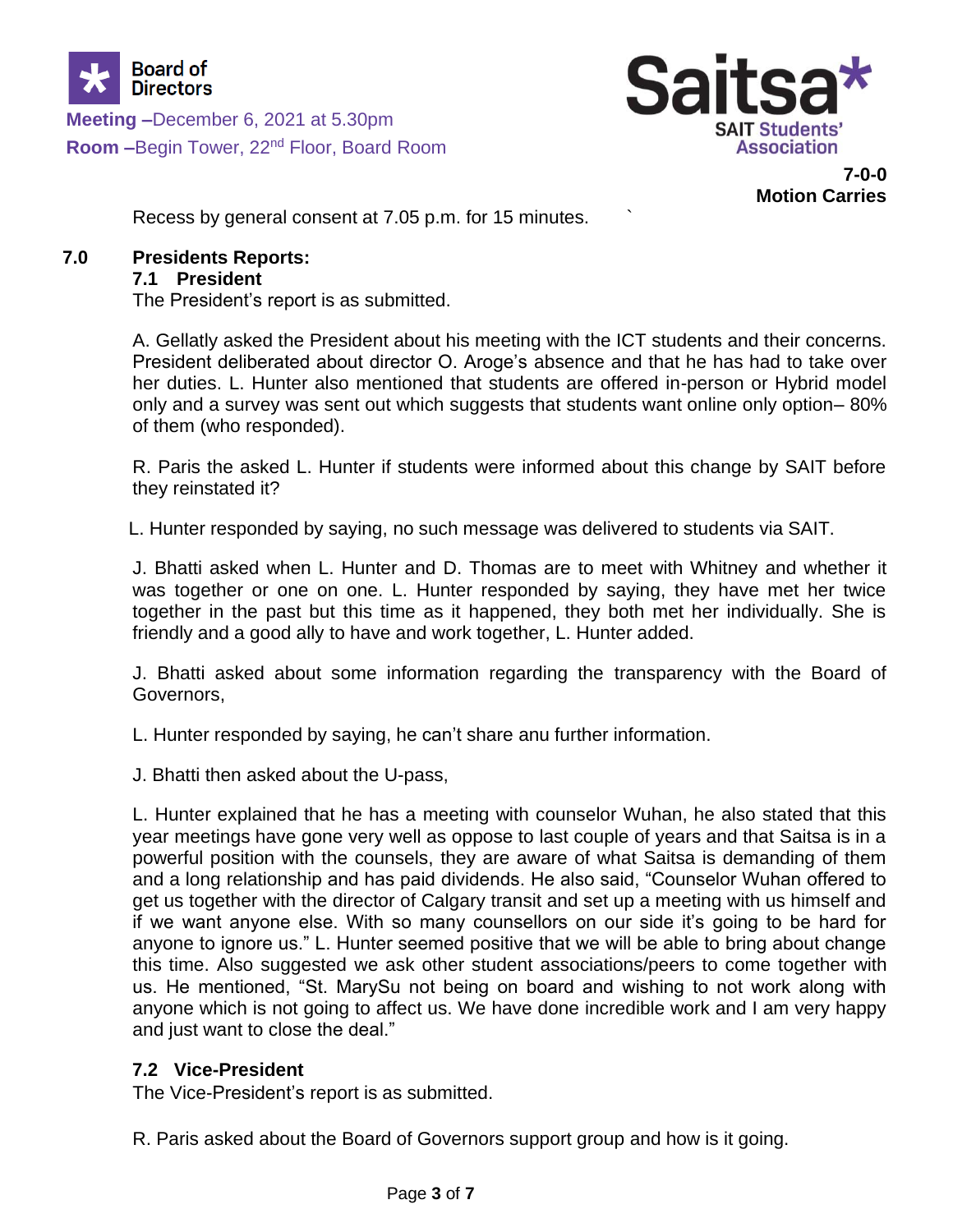**7-0-0**
**Motion Carries**

Recess by general consent at 7.05 p.m. for 15 minutes.

## 7.0 Presidents Reports:

### 7.1 President

The President's report is as submitted.

A. Gellatly asked the President about his meeting with the ICT students and their concerns. President deliberated about director O. Aroge's absence and that he has had to take over her duties. L. Hunter also mentioned that students are offered in-person or Hybrid model only and a survey was sent out which suggests that students want online only option– 80% of them (who responded).

R. Paris the asked L. Hunter if students were informed about this change by SAIT before they reinstated it?

L. Hunter responded by saying, no such message was delivered to students via SAIT.

J. Bhatti asked when L. Hunter and D. Thomas are to meet with Whitney and whether it was together or one on one. L. Hunter responded by saying, they have met her twice together in the past but this time as it happened, they both met her individually. She is friendly and a good ally to have and work together, L. Hunter added.

J. Bhatti asked about some information regarding the transparency with the Board of Governors,

L. Hunter responded by saying, he can't share anu further information.

J. Bhatti then asked about the U-pass,

L. Hunter explained that he has a meeting with counselor Wuhan, he also stated that this year meetings have gone very well as oppose to last couple of years and that Saitsa is in a powerful position with the counsels, they are aware of what Saitsa is demanding of them and a long relationship and has paid dividends. He also said, "Counselor Wuhan offered to get us together with the director of Calgary transit and set up a meeting with us himself and if we want anyone else. With so many counsellors on our side it's going to be hard for anyone to ignore us." L. Hunter seemed positive that we will be able to bring about change this time. Also suggested we ask other student associations/peers to come together with us. He mentioned, "St. MarySu not being on board and wishing to not work along with anyone which is not going to affect us. We have done incredible work and I am very happy and just want to close the deal."

### 7.2 Vice-President

The Vice-President's report is as submitted.

R. Paris asked about the Board of Governors support group and how is it going.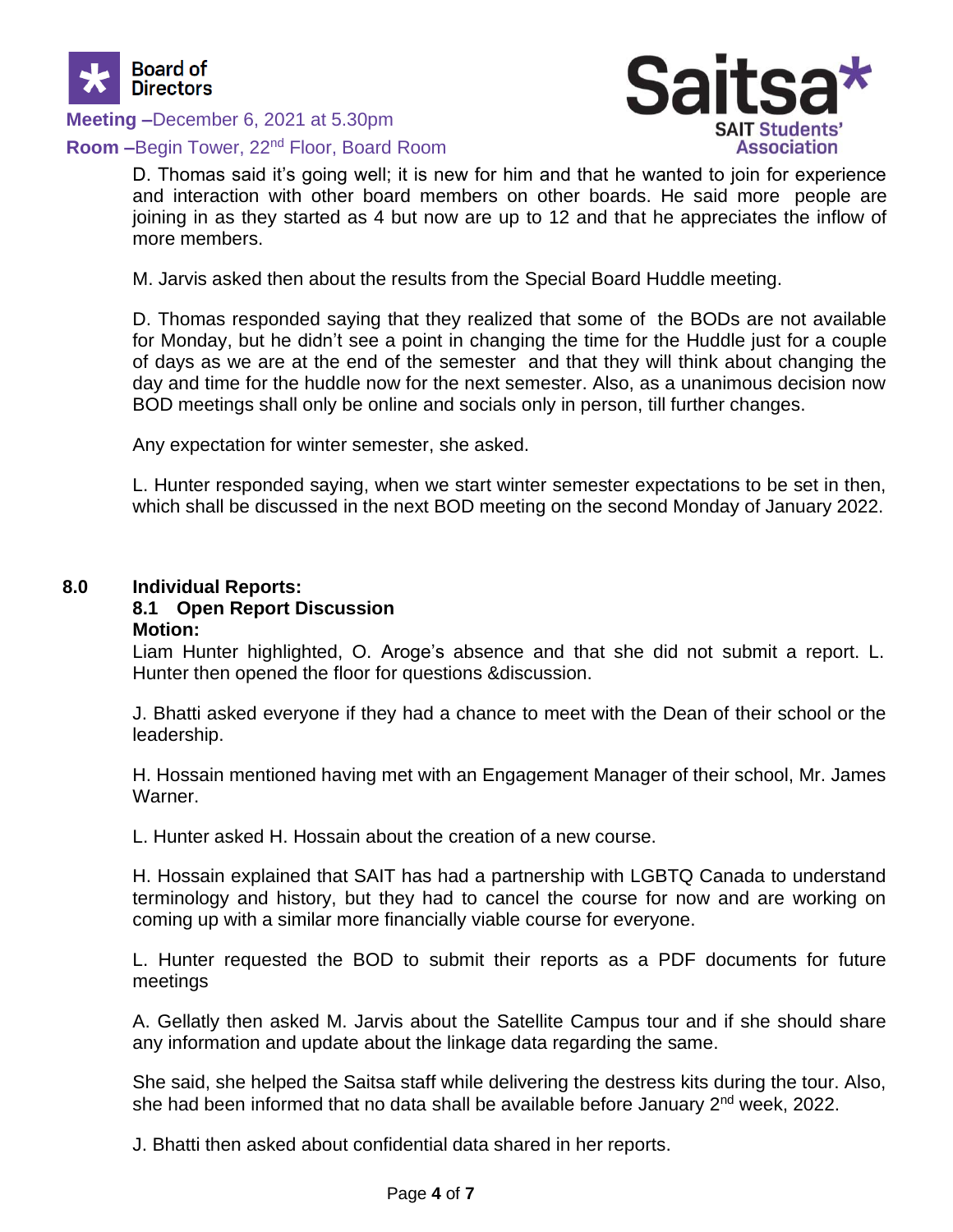D. Thomas said it's going well; it is new for him and that he wanted to join for experience and interaction with other board members on other boards. He said more people are joining in as they started as 4 but now are up to 12 and that he appreciates the inflow of more members.

M. Jarvis asked then about the results from the Special Board Huddle meeting.

D. Thomas responded saying that they realized that some of the BODs are not available for Monday, but he didn't see a point in changing the time for the Huddle just for a couple of days as we are at the end of the semester and that they will think about changing the day and time for the huddle now for the next semester. Also, as a unanimous decision now BOD meetings shall only be online and socials only in person, till further changes.

Any expectation for winter semester, she asked.

L. Hunter responded saying, when we start winter semester expectations to be set in then, which shall be discussed in the next BOD meeting on the second Monday of January 2022.

## 8.0 Individual Reports:

### 8.1 Open Report Discussion

**Motion:**

Liam Hunter highlighted, O. Aroge's absence and that she did not submit a report. L. Hunter then opened the floor for questions &discussion.

J. Bhatti asked everyone if they had a chance to meet with the Dean of their school or the leadership.

H. Hossain mentioned having met with an Engagement Manager of their school, Mr. James Warner.

L. Hunter asked H. Hossain about the creation of a new course.

H. Hossain explained that SAIT has had a partnership with LGBTQ Canada to understand terminology and history, but they had to cancel the course for now and are working on coming up with a similar more financially viable course for everyone.

L. Hunter requested the BOD to submit their reports as a PDF documents for future meetings

A. Gellatly then asked M. Jarvis about the Satellite Campus tour and if she should share any information and update about the linkage data regarding the same.

She said, she helped the Saitsa staff while delivering the destress kits during the tour. Also, she had been informed that no data shall be available before January 2nd week, 2022.

J. Bhatti then asked about confidential data shared in her reports.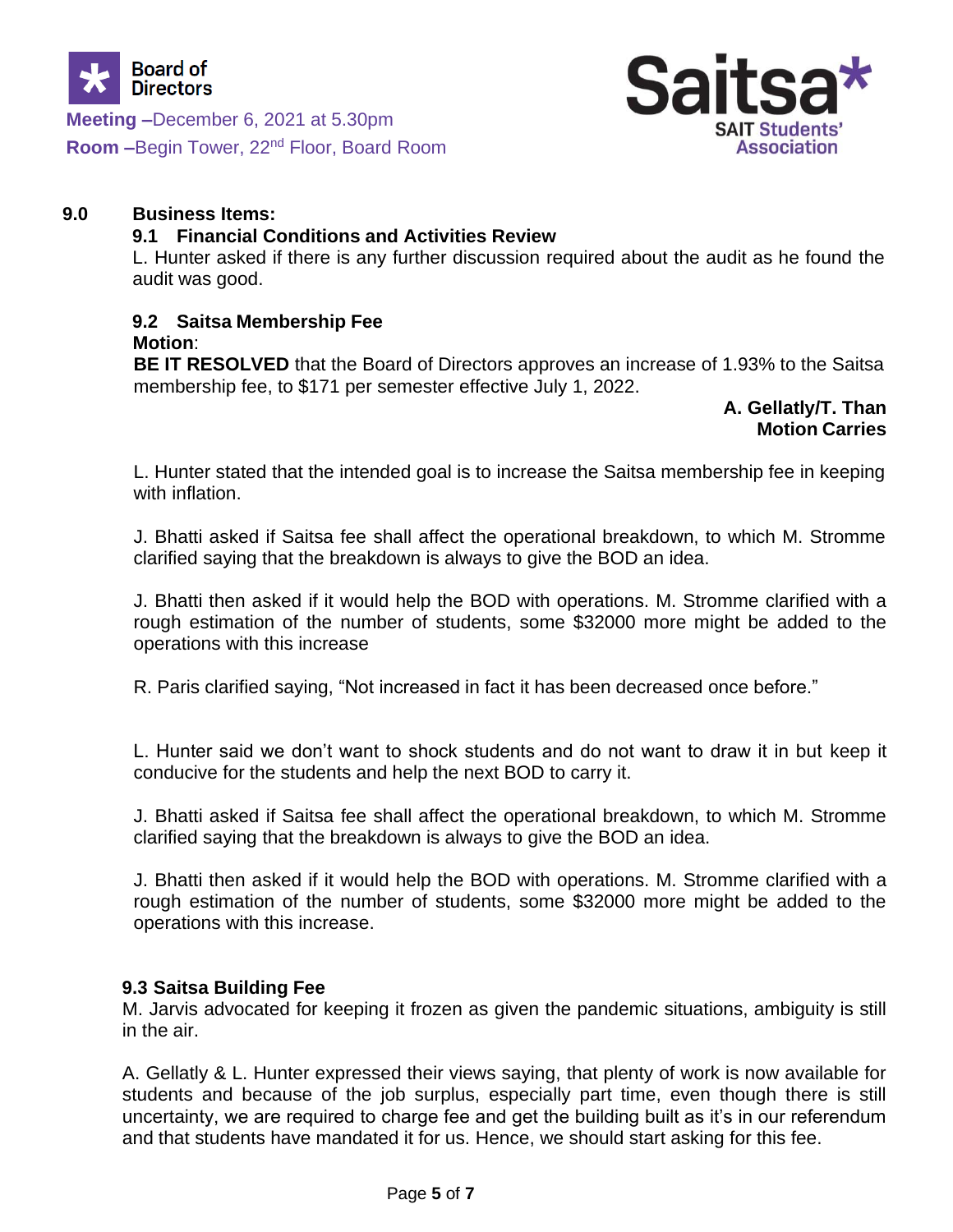## 9.0 Business Items:

### 9.1 Financial Conditions and Activities Review

L. Hunter asked if there is any further discussion required about the audit as he found the audit was good.

### 9.2 Saitsa Membership Fee

**Motion**:

**BE IT RESOLVED** that the Board of Directors approves an increase of 1.93% to the Saitsa membership fee, to $171 per semester effective July 1, 2022.

**A. Gellatly/T. Than**
**Motion Carries**

L. Hunter stated that the intended goal is to increase the Saitsa membership fee in keeping with inflation.

J. Bhatti asked if Saitsa fee shall affect the operational breakdown, to which M. Stromme clarified saying that the breakdown is always to give the BOD an idea.

J. Bhatti then asked if it would help the BOD with operations. M. Stromme clarified with a rough estimation of the number of students, some $32000 more might be added to the operations with this increase

R. Paris clarified saying, "Not increased in fact it has been decreased once before."

L. Hunter said we don't want to shock students and do not want to draw it in but keep it conducive for the students and help the next BOD to carry it.

J. Bhatti asked if Saitsa fee shall affect the operational breakdown, to which M. Stromme clarified saying that the breakdown is always to give the BOD an idea.

J. Bhatti then asked if it would help the BOD with operations. M. Stromme clarified with a rough estimation of the number of students, some $32000 more might be added to the operations with this increase.

### 9.3 Saitsa Building Fee

M. Jarvis advocated for keeping it frozen as given the pandemic situations, ambiguity is still in the air.

A. Gellatly & L. Hunter expressed their views saying, that plenty of work is now available for students and because of the job surplus, especially part time, even though there is still uncertainty, we are required to charge fee and get the building built as it's in our referendum and that students have mandated it for us. Hence, we should start asking for this fee.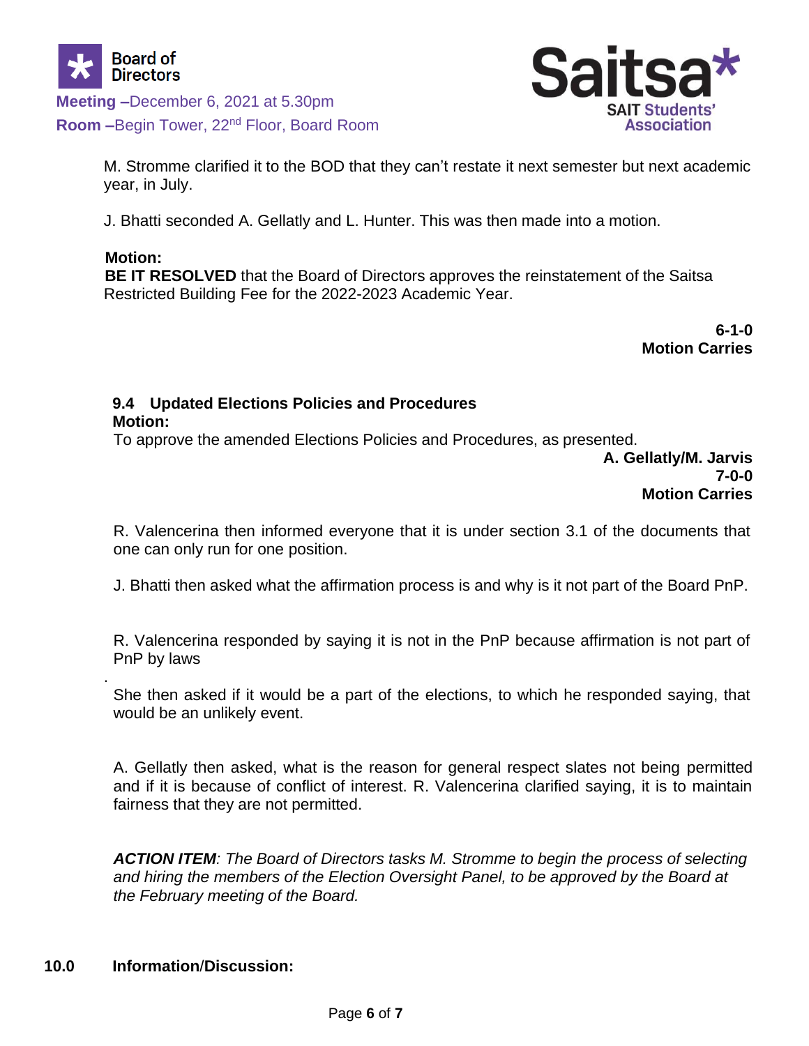M. Stromme clarified it to the BOD that they can't restate it next semester but next academic year, in July.

J. Bhatti seconded A. Gellatly and L. Hunter. This was then made into a motion.

**Motion:**
**BE IT RESOLVED** that the Board of Directors approves the reinstatement of the Saitsa Restricted Building Fee for the 2022-2023 Academic Year.

**6-1-0**
**Motion Carries**

### 9.4 Updated Elections Policies and Procedures

**Motion:**
To approve the amended Elections Policies and Procedures, as presented.

**A. Gellatly/M. Jarvis**
**7-0-0**
**Motion Carries**

R. Valencerina then informed everyone that it is under section 3.1 of the documents that one can only run for one position.

J. Bhatti then asked what the affirmation process is and why is it not part of the Board PnP.

R. Valencerina responded by saying it is not in the PnP because affirmation is not part of PnP by laws

.

She then asked if it would be a part of the elections, to which he responded saying, that would be an unlikely event.

A. Gellatly then asked, what is the reason for general respect slates not being permitted and if it is because of conflict of interest. R. Valencerina clarified saying, it is to maintain fairness that they are not permitted.

***ACTION ITEM**: The Board of Directors tasks M. Stromme to begin the process of selecting and hiring the members of the Election Oversight Panel, to be approved by the Board at the February meeting of the Board.*

## 10.0 Information/Discussion: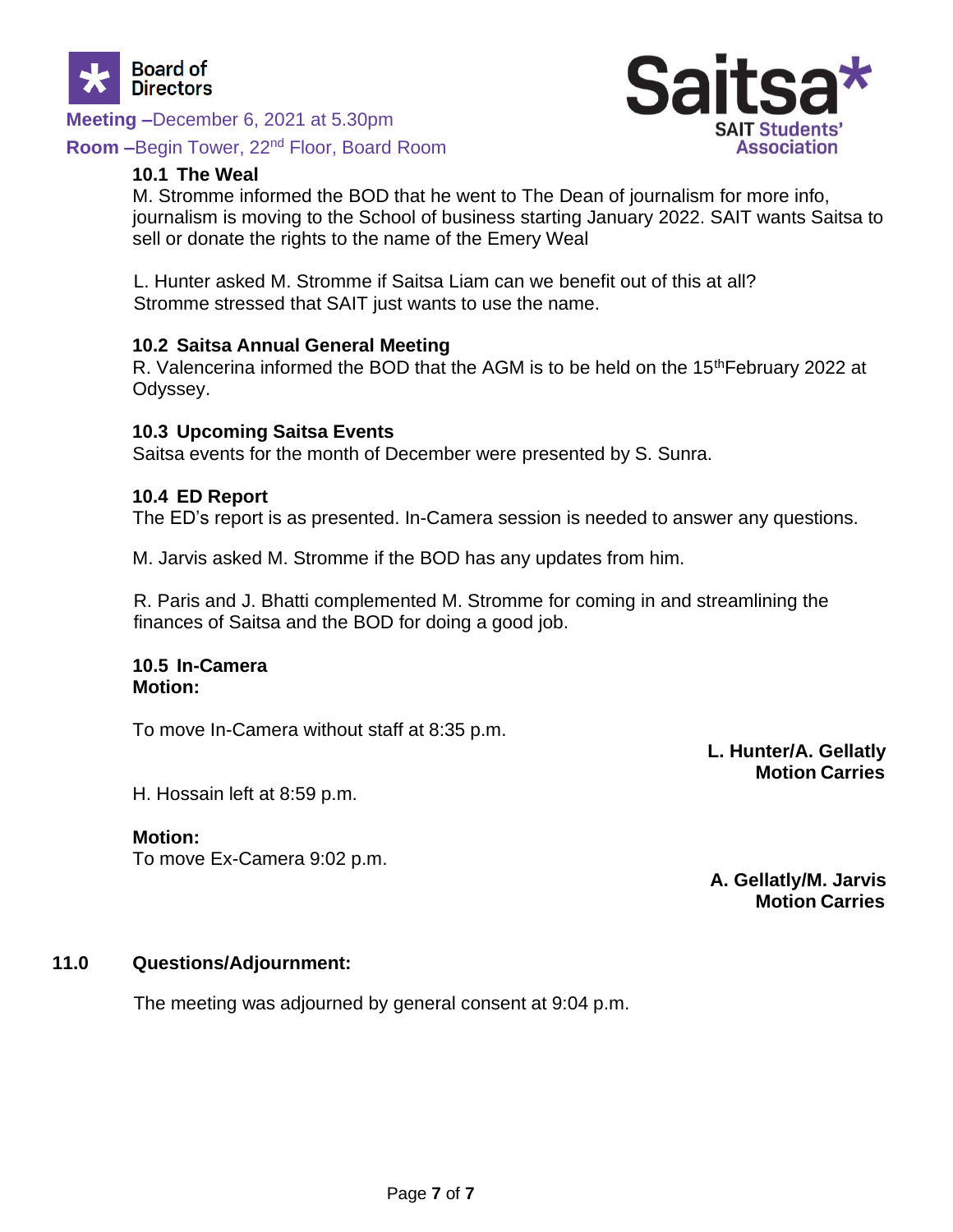**Meeting –**December 6, 2021 at 5.30pm

**Room –**Begin Tower, 22nd Floor, Board Room

### 10.1 The Weal

M. Stromme informed the BOD that he went to The Dean of journalism for more info, journalism is moving to the School of business starting January 2022. SAIT wants Saitsa to sell or donate the rights to the name of the Emery Weal

L. Hunter asked M. Stromme if Saitsa Liam can we benefit out of this at all? Stromme stressed that SAIT just wants to use the name.

### 10.2 Saitsa Annual General Meeting

R. Valencerina informed the BOD that the AGM is to be held on the 15thFebruary 2022 at Odyssey.

### 10.3 Upcoming Saitsa Events

Saitsa events for the month of December were presented by S. Sunra.

### 10.4 ED Report

The ED's report is as presented. In-Camera session is needed to answer any questions.

M. Jarvis asked M. Stromme if the BOD has any updates from him.

R. Paris and J. Bhatti complemented M. Stromme for coming in and streamlining the finances of Saitsa and the BOD for doing a good job.

### 10.5 In-Camera

**Motion:**

To move In-Camera without staff at 8:35 p.m.

**L. Hunter/A. Gellatly**
**Motion Carries**

H. Hossain left at 8:59 p.m.

**Motion:**
To move Ex-Camera 9:02 p.m.

**A. Gellatly/M. Jarvis**
**Motion Carries**

## 11.0 Questions/Adjournment:

The meeting was adjourned by general consent at 9:04 p.m.